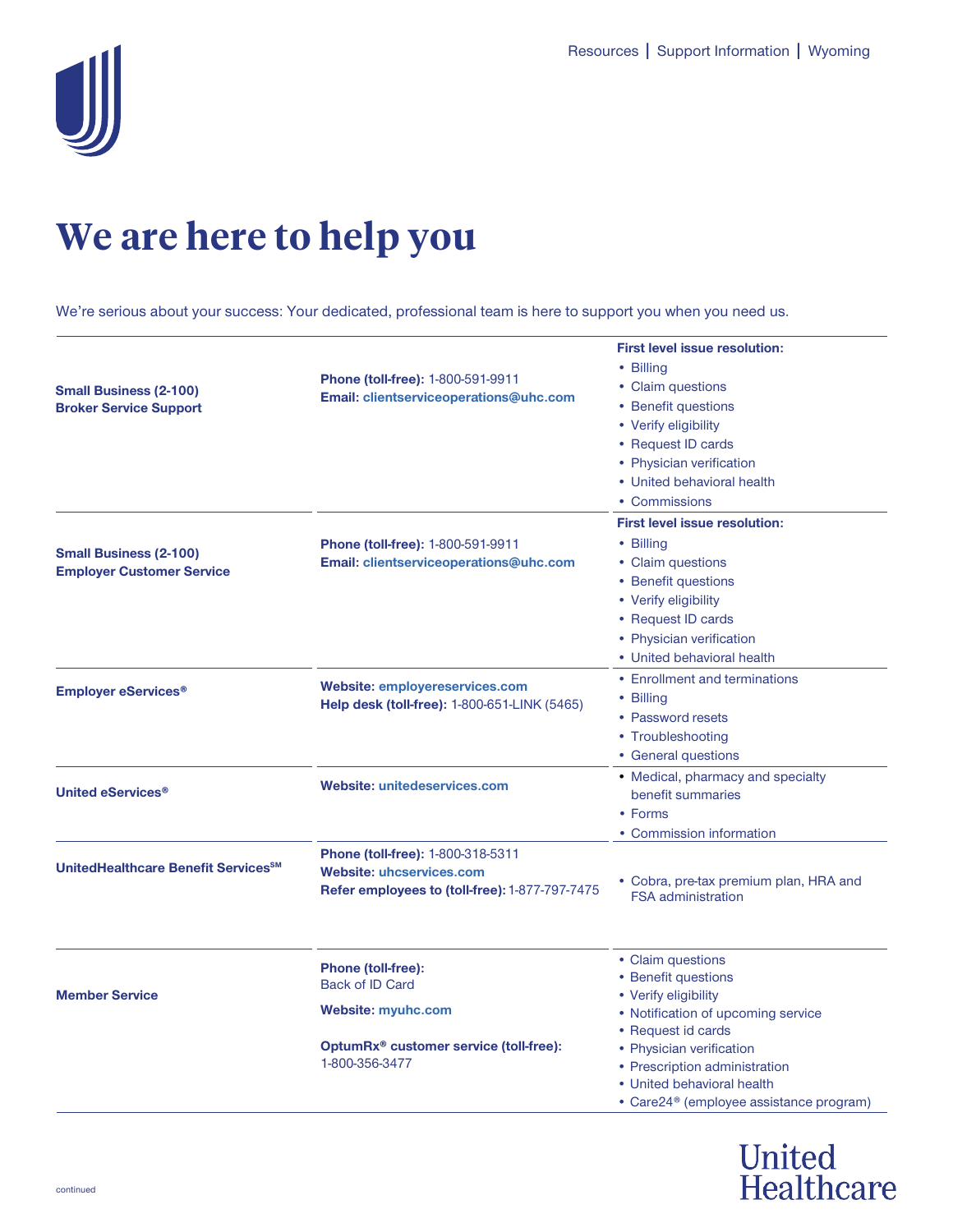Resources | Support Information | Wyoming

# We are here to help you

We're serious about your success: Your dedicated, professional team is here to support you when you need us.

| | | |
|---|---|---|
| **Small Business (2-100) Broker Service Support** | **Phone (toll-free):** 1-800-591-9911<br>**Email:** clientserviceoperations@uhc.com | **First level issue resolution:**<br>• Billing<br>• Claim questions<br>• Benefit questions<br>• Verify eligibility<br>• Request ID cards<br>• Physician verification<br>• United behavioral health<br>• Commissions |
| **Small Business (2-100) Employer Customer Service** | **Phone (toll-free):** 1-800-591-9911<br>**Email:** clientserviceoperations@uhc.com | **First level issue resolution:**<br>• Billing<br>• Claim questions<br>• Benefit questions<br>• Verify eligibility<br>• Request ID cards<br>• Physician verification<br>• United behavioral health |
| **Employer eServices®** | **Website:** employereservices.com<br>**Help desk (toll-free):** 1-800-651-LINK (5465) | • Enrollment and terminations<br>• Billing<br>• Password resets<br>• Troubleshooting<br>• General questions |
| **United eServices®** | **Website:** unitedeservices.com | • Medical, pharmacy and specialty benefit summaries<br>• Forms<br>• Commission information |
| **UnitedHealthcare Benefit Services℠** | **Phone (toll-free):** 1-800-318-5311<br>**Website:** uhcservices.com<br>**Refer employees to (toll-free):** 1-877-797-7475 | • Cobra, pre-tax premium plan, HRA and FSA administration |
| **Member Service** | **Phone (toll-free):** Back of ID Card<br>**Website:** myuhc.com<br>**OptumRx® customer service (toll-free):** 1-800-356-3477 | • Claim questions<br>• Benefit questions<br>• Verify eligibility<br>• Notification of upcoming service<br>• Request id cards<br>• Physician verification<br>• Prescription administration<br>• United behavioral health<br>• Care24® (employee assistance program) |

continued

United Healthcare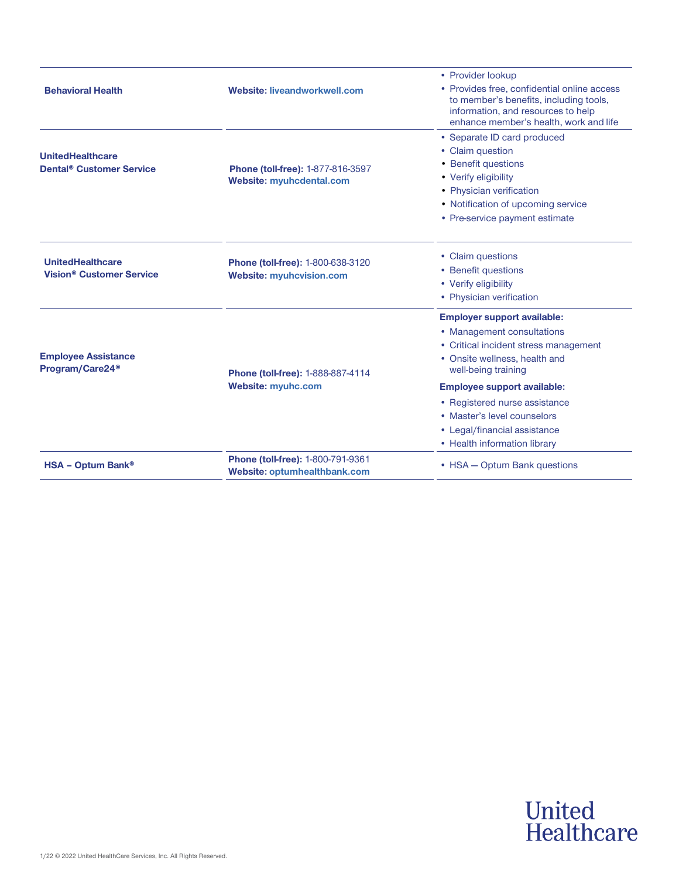| | | |
|---|---|---|
| **Behavioral Health** | **Website:** liveandworkwell.com | • Provider lookup<br>• Provides free, confidential online access to member's benefits, including tools, information, and resources to help enhance member's health, work and life |
| **UnitedHealthcare Dental® Customer Service** | **Phone (toll-free):** 1-877-816-3597<br>**Website:** myuhcdental.com | • Separate ID card produced<br>• Claim question<br>• Benefit questions<br>• Verify eligibility<br>• Physician verification<br>• Notification of upcoming service<br>• Pre-service payment estimate |
| **UnitedHealthcare Vision® Customer Service** | **Phone (toll-free):** 1-800-638-3120<br>**Website:** myuhcvision.com | • Claim questions<br>• Benefit questions<br>• Verify eligibility<br>• Physician verification |
| **Employee Assistance Program/Care24®** | **Phone (toll-free):** 1-888-887-4114<br>**Website:** myuhc.com | **Employer support available:**<br>• Management consultations<br>• Critical incident stress management<br>• Onsite wellness, health and well-being training<br>**Employee support available:**<br>• Registered nurse assistance<br>• Master's level counselors<br>• Legal/financial assistance<br>• Health information library |
| **HSA – Optum Bank®** | **Phone (toll-free):** 1-800-791-9361<br>**Website:** optumhealthbank.com | • HSA — Optum Bank questions |

United Healthcare

1/22 © 2022 United HealthCare Services, Inc. All Rights Reserved.